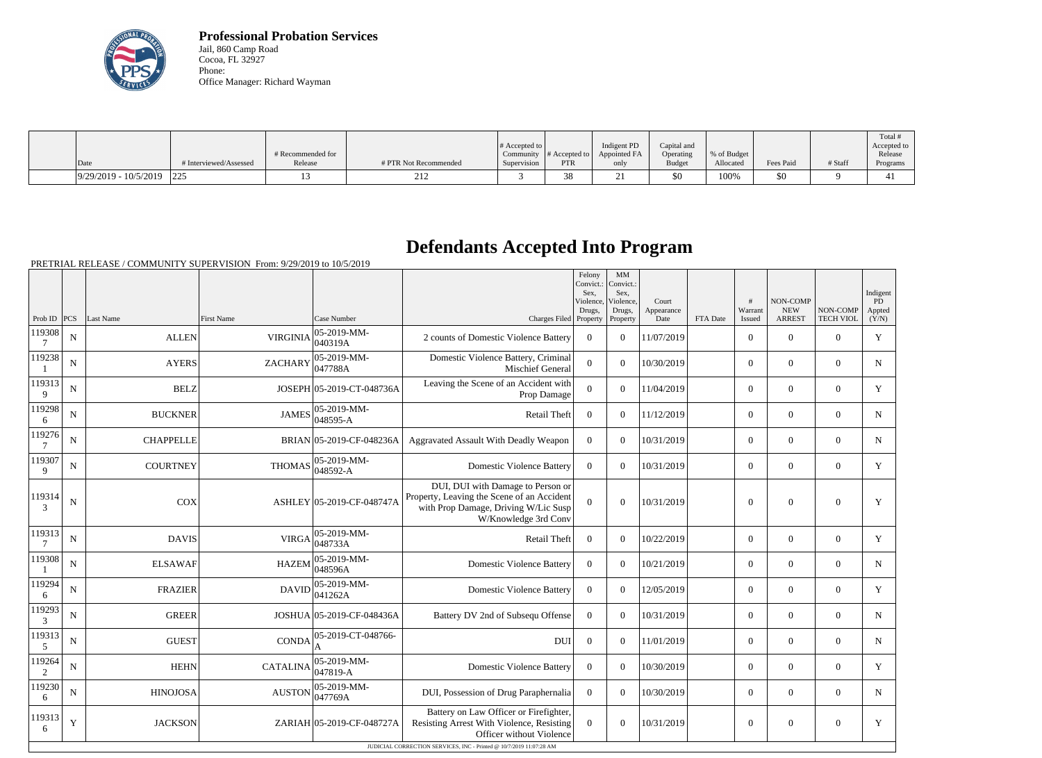**Professional Probation Services**
Jail, 860 Camp Road
Cocoa, FL 32927
Phone:
Office Manager: Richard Wayman

| Date | # Interviewed/Assessed | # Recommended for Release | # PTR Not Recommended | # Accepted to Community Supervision | # Accepted to PTR | Indigent PD Appointed FA only | Capital and Operating Budget | % of Budget Allocated | Fees Paid | # Staff | Total # Accepted to Release Programs |
|---|---|---|---|---|---|---|---|---|---|---|---|
| 9/29/2019 - 10/5/2019 | 225 | 13 | 212 | 3 | 38 | 21 | $0 | 100% | $0 | 9 | 41 |

# Defendants Accepted Into Program

PRETRIAL RELEASE / COMMUNITY SUPERVISION From: 9/29/2019 to 10/5/2019

| Prob ID | PCS | Last Name | First Name | Case Number | Charges Filed | Felony Convict.: Sex, Violence, Drugs, Property | MM Convict.: Sex, Violence, Drugs, Property | Court Appearance Date | FTA Date | # Warrant Issued | NON-COMP NEW ARREST | NON-COMP TECH VIOL | Indigent PD Appted (Y/N) |
|---|---|---|---|---|---|---|---|---|---|---|---|---|---|
| 1193087 | N | ALLEN | VIRGINIA | 05-2019-MM-040319A | 2 counts of Domestic Violence Battery | 0 | 0 | 11/07/2019 | | 0 | 0 | 0 | Y |
| 1192381 | N | AYERS | ZACHARY | 05-2019-MM-047788A | Domestic Violence Battery, Criminal Mischief General | 0 | 0 | 10/30/2019 | | 0 | 0 | 0 | N |
| 1193139 | N | BELZ | JOSEPH | 05-2019-CT-048736A | Leaving the Scene of an Accident with Prop Damage | 0 | 0 | 11/04/2019 | | 0 | 0 | 0 | Y |
| 1192986 | N | BUCKNER | JAMES | 05-2019-MM-048595-A | Retail Theft | 0 | 0 | 11/12/2019 | | 0 | 0 | 0 | N |
| 1192767 | N | CHAPPELLE | BRIAN | 05-2019-CF-048236A | Aggravated Assault With Deadly Weapon | 0 | 0 | 10/31/2019 | | 0 | 0 | 0 | N |
| 1193079 | N | COURTNEY | THOMAS | 05-2019-MM-048592-A | Domestic Violence Battery | 0 | 0 | 10/31/2019 | | 0 | 0 | 0 | Y |
| 1193143 | N | COX | ASHLEY | 05-2019-CF-048747A | DUI, DUI with Damage to Person or Property, Leaving the Scene of an Accident with Prop Damage, Driving W/Lic Susp W/Knowledge 3rd Conv | 0 | 0 | 10/31/2019 | | 0 | 0 | 0 | Y |
| 1193137 | N | DAVIS | VIRGA | 05-2019-MM-048733A | Retail Theft | 0 | 0 | 10/22/2019 | | 0 | 0 | 0 | Y |
| 1193081 | N | ELSAWAF | HAZEM | 05-2019-MM-048596A | Domestic Violence Battery | 0 | 0 | 10/21/2019 | | 0 | 0 | 0 | N |
| 1192946 | N | FRAZIER | DAVID | 05-2019-MM-041262A | Domestic Violence Battery | 0 | 0 | 12/05/2019 | | 0 | 0 | 0 | Y |
| 1192933 | N | GREER | JOSHUA | 05-2019-CF-048436A | Battery DV 2nd of Subsequ Offense | 0 | 0 | 10/31/2019 | | 0 | 0 | 0 | N |
| 1193135 | N | GUEST | CONDA | 05-2019-CT-048766-A | DUI | 0 | 0 | 11/01/2019 | | 0 | 0 | 0 | N |
| 1192642 | N | HEHN | CATALINA | 05-2019-MM-047819-A | Domestic Violence Battery | 0 | 0 | 10/30/2019 | | 0 | 0 | 0 | Y |
| 1192306 | N | HINOJOSA | AUSTON | 05-2019-MM-047769A | DUI, Possession of Drug Paraphernalia | 0 | 0 | 10/30/2019 | | 0 | 0 | 0 | N |
| 1193136 | Y | JACKSON | ZARIAH | 05-2019-CF-048727A | Battery on Law Officer or Firefighter, Resisting Arrest With Violence, Resisting Officer without Violence | 0 | 0 | 10/31/2019 | | 0 | 0 | 0 | Y |

JUDICIAL CORRECTION SERVICES, INC - Printed @ 10/7/2019 11:07:28 AM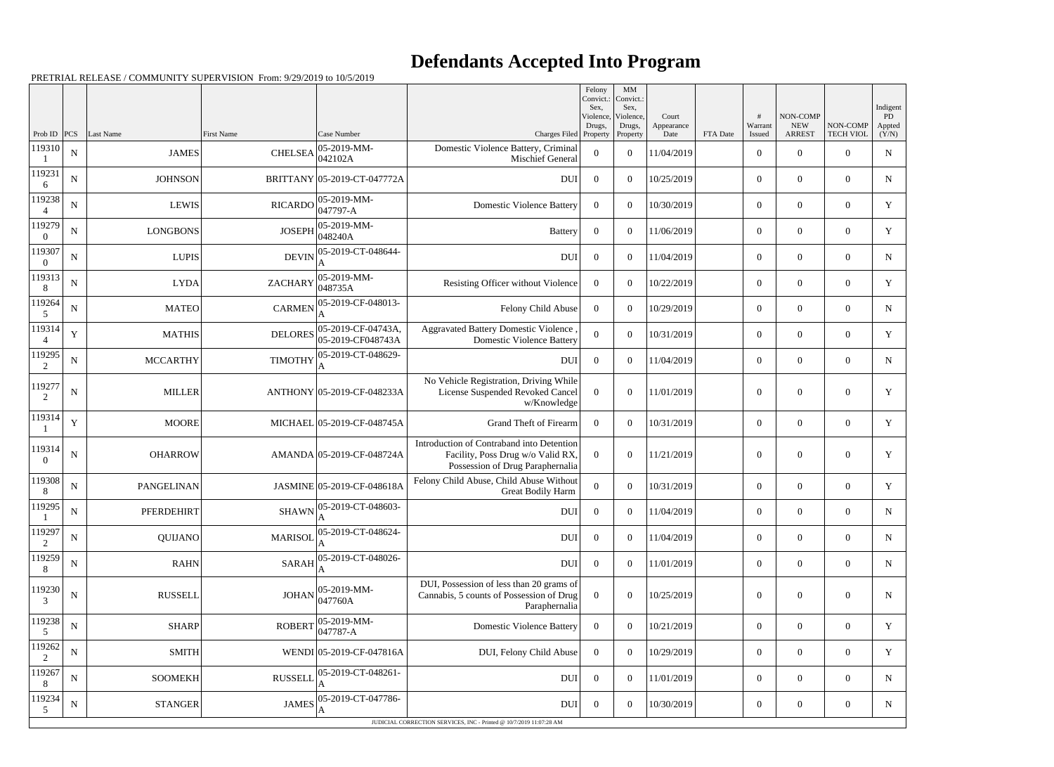# Defendants Accepted Into Program

PRETRIAL RELEASE / COMMUNITY SUPERVISION From: 9/29/2019 to 10/5/2019

| Prob ID | PCS | Last Name | First Name | Case Number | Charges Filed | Felony Convict.: Sex, Violence, Drugs, Property | MM Convict.: Sex, Violence, Drugs, Property | Court Appearance Date | FTA Date | # Warrant Issued | NON-COMP NEW ARREST | NON-COMP TECH VIOL | Indigent PD Appted (Y/N) |
|---|---|---|---|---|---|---|---|---|---|---|---|---|---|
| 1193101 | N | JAMES | CHELSEA | 05-2019-MM-042102A | Domestic Violence Battery, Criminal Mischief General | 0 | 0 | 11/04/2019 | | 0 | 0 | 0 | N |
| 1192316 | N | JOHNSON | BRITTANY | 05-2019-CT-047772A | DUI | 0 | 0 | 10/25/2019 | | 0 | 0 | 0 | N |
| 1192384 | N | LEWIS | RICARDO | 05-2019-MM-047797-A | Domestic Violence Battery | 0 | 0 | 10/30/2019 | | 0 | 0 | 0 | Y |
| 1192790 | N | LONGBONS | JOSEPH | 05-2019-MM-048240A | Battery | 0 | 0 | 11/06/2019 | | 0 | 0 | 0 | Y |
| 1193070 | N | LUPIS | DEVIN | 05-2019-CT-048644-A | DUI | 0 | 0 | 11/04/2019 | | 0 | 0 | 0 | N |
| 1193138 | N | LYDA | ZACHARY | 05-2019-MM-048735A | Resisting Officer without Violence | 0 | 0 | 10/22/2019 | | 0 | 0 | 0 | Y |
| 1192645 | N | MATEO | CARMEN | 05-2019-CF-048013-A | Felony Child Abuse | 0 | 0 | 10/29/2019 | | 0 | 0 | 0 | N |
| 1193144 | Y | MATHIS | DELORES | 05-2019-CF-04743A, 05-2019-CF048743A | Aggravated Battery Domestic Violence , Domestic Violence Battery | 0 | 0 | 10/31/2019 | | 0 | 0 | 0 | Y |
| 1192952 | N | MCCARTHY | TIMOTHY | 05-2019-CT-048629-A | DUI | 0 | 0 | 11/04/2019 | | 0 | 0 | 0 | N |
| 1192772 | N | MILLER | ANTHONY | 05-2019-CF-048233A | No Vehicle Registration, Driving While License Suspended Revoked Cancel w/Knowledge | 0 | 0 | 11/01/2019 | | 0 | 0 | 0 | Y |
| 1193141 | Y | MOORE | MICHAEL | 05-2019-CF-048745A | Grand Theft of Firearm | 0 | 0 | 10/31/2019 | | 0 | 0 | 0 | Y |
| 1193140 | N | OHARROW | AMANDA | 05-2019-CF-048724A | Introduction of Contraband into Detention Facility, Poss Drug w/o Valid RX, Possession of Drug Paraphernalia | 0 | 0 | 11/21/2019 | | 0 | 0 | 0 | Y |
| 1193088 | N | PANGELINAN | JASMINE | 05-2019-CF-048618A | Felony Child Abuse, Child Abuse Without Great Bodily Harm | 0 | 0 | 10/31/2019 | | 0 | 0 | 0 | Y |
| 1192951 | N | PFERDEHIRT | SHAWN | 05-2019-CT-048603-A | DUI | 0 | 0 | 11/04/2019 | | 0 | 0 | 0 | N |
| 1192972 | N | QUIJANO | MARISOL | 05-2019-CT-048624-A | DUI | 0 | 0 | 11/04/2019 | | 0 | 0 | 0 | N |
| 1192598 | N | RAHN | SARAH | 05-2019-CT-048026-A | DUI | 0 | 0 | 11/01/2019 | | 0 | 0 | 0 | N |
| 1192303 | N | RUSSELL | JOHAN | 05-2019-MM-047760A | DUI, Possession of less than 20 grams of Cannabis, 5 counts of Possession of Drug Paraphernalia | 0 | 0 | 10/25/2019 | | 0 | 0 | 0 | N |
| 1192385 | N | SHARP | ROBERT | 05-2019-MM-047787-A | Domestic Violence Battery | 0 | 0 | 10/21/2019 | | 0 | 0 | 0 | Y |
| 1192622 | N | SMITH | WENDI | 05-2019-CF-047816A | DUI, Felony Child Abuse | 0 | 0 | 10/29/2019 | | 0 | 0 | 0 | Y |
| 1192678 | N | SOOMEKH | RUSSELL | 05-2019-CT-048261-A | DUI | 0 | 0 | 11/01/2019 | | 0 | 0 | 0 | N |
| 1192345 | N | STANGER | JAMES | 05-2019-CT-047786-A | DUI | 0 | 0 | 10/30/2019 | | 0 | 0 | 0 | N |

JUDICIAL CORRECTION SERVICES, INC - Printed @ 10/7/2019 11:07:28 AM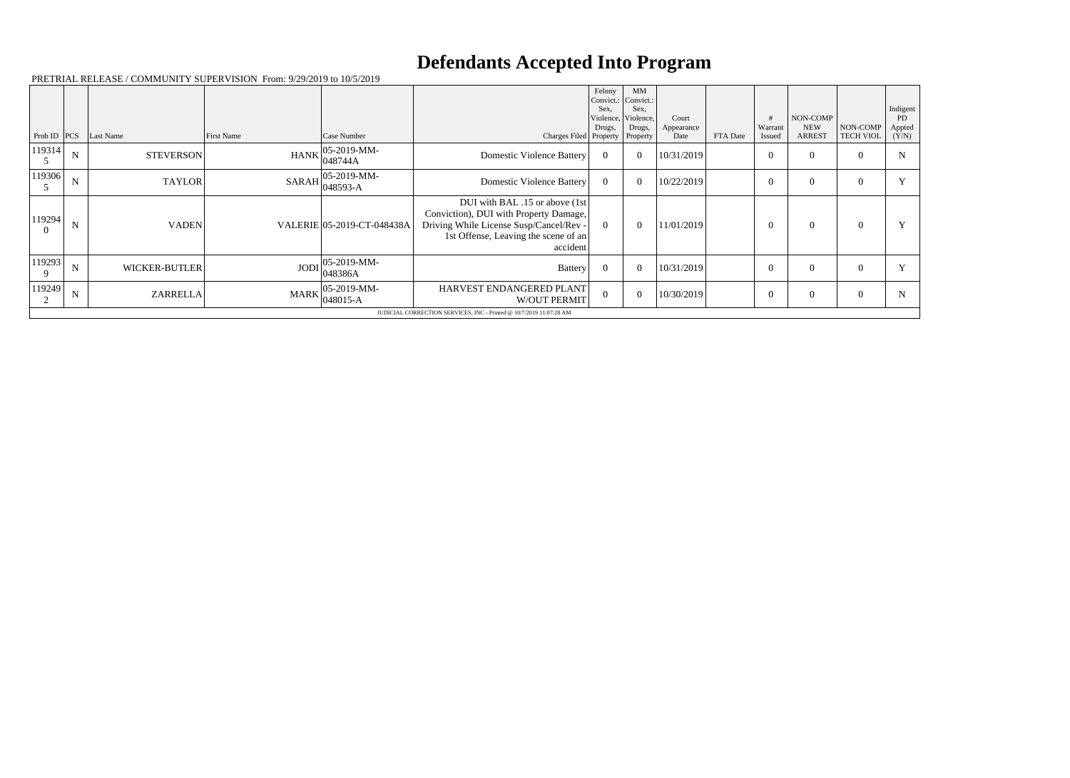# Defendants Accepted Into Program

PRETRIAL RELEASE / COMMUNITY SUPERVISION From: 9/29/2019 to 10/5/2019

| Prob ID | PCS | Last Name | First Name | Case Number | Charges Filed | Felony Convict.: Sex, Violence, Drugs, Property | MM Convict.: Sex, Violence, Drugs, Property | Court Appearance Date | FTA Date | # Warrant Issued | NON-COMP NEW ARREST | NON-COMP TECH VIOL | Indigent PD Appted (Y/N) |
|---|---|---|---|---|---|---|---|---|---|---|---|---|---|
| 1193145 | N | STEVERSON | HANK | 05-2019-MM-048744A | Domestic Violence Battery | 0 | 0 | 10/31/2019 | | 0 | 0 | 0 | N |
| 1193065 | N | TAYLOR | SARAH | 05-2019-MM-048593-A | Domestic Violence Battery | 0 | 0 | 10/22/2019 | | 0 | 0 | 0 | Y |
| 1192940 | N | VADEN | VALERIE | 05-2019-CT-048438A | DUI with BAL .15 or above (1st Conviction), DUI with Property Damage, Driving While License Susp/Cancel/Rev - 1st Offense, Leaving the scene of an accident | 0 | 0 | 11/01/2019 | | 0 | 0 | 0 | Y |
| 1192939 | N | WICKER-BUTLER | JODI | 05-2019-MM-048386A | Battery | 0 | 0 | 10/31/2019 | | 0 | 0 | 0 | Y |
| 1192492 | N | ZARRELLA | MARK | 05-2019-MM-048015-A | HARVEST ENDANGERED PLANT W/OUT PERMIT | 0 | 0 | 10/30/2019 | | 0 | 0 | 0 | N |

JUDICIAL CORRECTION SERVICES, INC - Printed @ 10/7/2019 11:07:28 AM